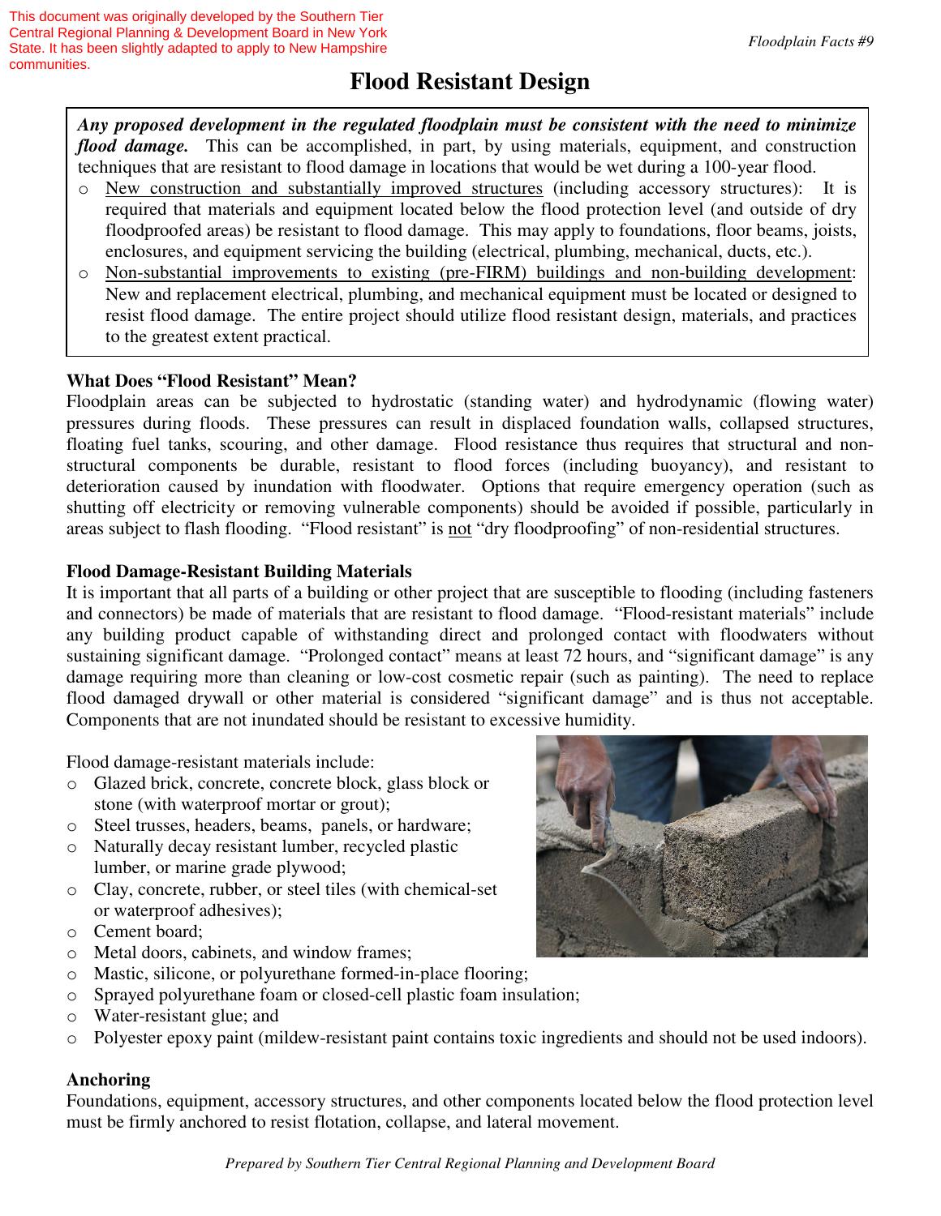This document was originally developed by the Southern Tier Central Regional Planning & Development Board in New York State. It has been slightly adapted to apply to New Hampshire communities.

# Flood Resistant Design

***Any proposed development in the regulated floodplain must be consistent with the need to minimize flood damage.*** This can be accomplished, in part, by using materials, equipment, and construction techniques that are resistant to flood damage in locations that would be wet during a 100-year flood.

- New construction and substantially improved structures (including accessory structures): It is required that materials and equipment located below the flood protection level (and outside of dry floodproofed areas) be resistant to flood damage. This may apply to foundations, floor beams, joists, enclosures, and equipment servicing the building (electrical, plumbing, mechanical, ducts, etc.).
- Non-substantial improvements to existing (pre-FIRM) buildings and non-building development: New and replacement electrical, plumbing, and mechanical equipment must be located or designed to resist flood damage. The entire project should utilize flood resistant design, materials, and practices to the greatest extent practical.

### What Does "Flood Resistant" Mean?

Floodplain areas can be subjected to hydrostatic (standing water) and hydrodynamic (flowing water) pressures during floods. These pressures can result in displaced foundation walls, collapsed structures, floating fuel tanks, scouring, and other damage. Flood resistance thus requires that structural and non-structural components be durable, resistant to flood forces (including buoyancy), and resistant to deterioration caused by inundation with floodwater. Options that require emergency operation (such as shutting off electricity or removing vulnerable components) should be avoided if possible, particularly in areas subject to flash flooding. "Flood resistant" is not "dry floodproofing" of non-residential structures.

### Flood Damage-Resistant Building Materials

It is important that all parts of a building or other project that are susceptible to flooding (including fasteners and connectors) be made of materials that are resistant to flood damage. "Flood-resistant materials" include any building product capable of withstanding direct and prolonged contact with floodwaters without sustaining significant damage. "Prolonged contact" means at least 72 hours, and "significant damage" is any damage requiring more than cleaning or low-cost cosmetic repair (such as painting). The need to replace flood damaged drywall or other material is considered "significant damage" and is thus not acceptable. Components that are not inundated should be resistant to excessive humidity.

Flood damage-resistant materials include:

- Glazed brick, concrete, concrete block, glass block or stone (with waterproof mortar or grout);
- Steel trusses, headers, beams, panels, or hardware;
- Naturally decay resistant lumber, recycled plastic lumber, or marine grade plywood;
- Clay, concrete, rubber, or steel tiles (with chemical-set or waterproof adhesives);
- Cement board;
- Metal doors, cabinets, and window frames;
- Mastic, silicone, or polyurethane formed-in-place flooring;
- Sprayed polyurethane foam or closed-cell plastic foam insulation;
- Water-resistant glue; and
- Polyester epoxy paint (mildew-resistant paint contains toxic ingredients and should not be used indoors).

### Anchoring

Foundations, equipment, accessory structures, and other components located below the flood protection level must be firmly anchored to resist flotation, collapse, and lateral movement.

*Prepared by Southern Tier Central Regional Planning and Development Board*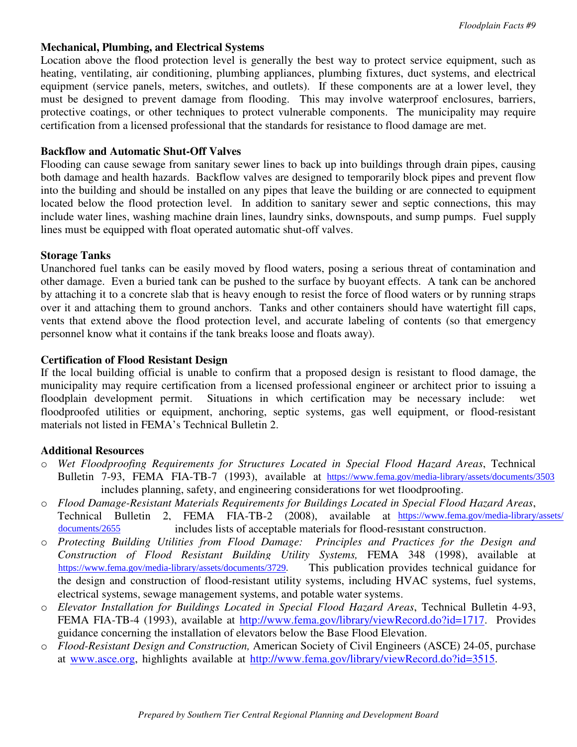**Mechanical, Plumbing, and Electrical Systems**

Location above the flood protection level is generally the best way to protect service equipment, such as heating, ventilating, air conditioning, plumbing appliances, plumbing fixtures, duct systems, and electrical equipment (service panels, meters, switches, and outlets). If these components are at a lower level, they must be designed to prevent damage from flooding. This may involve waterproof enclosures, barriers, protective coatings, or other techniques to protect vulnerable components. The municipality may require certification from a licensed professional that the standards for resistance to flood damage are met.

**Backflow and Automatic Shut-Off Valves**

Flooding can cause sewage from sanitary sewer lines to back up into buildings through drain pipes, causing both damage and health hazards. Backflow valves are designed to temporarily block pipes and prevent flow into the building and should be installed on any pipes that leave the building or are connected to equipment located below the flood protection level. In addition to sanitary sewer and septic connections, this may include water lines, washing machine drain lines, laundry sinks, downspouts, and sump pumps. Fuel supply lines must be equipped with float operated automatic shut-off valves.

**Storage Tanks**

Unanchored fuel tanks can be easily moved by flood waters, posing a serious threat of contamination and other damage. Even a buried tank can be pushed to the surface by buoyant effects. A tank can be anchored by attaching it to a concrete slab that is heavy enough to resist the force of flood waters or by running straps over it and attaching them to ground anchors. Tanks and other containers should have watertight fill caps, vents that extend above the flood protection level, and accurate labeling of contents (so that emergency personnel know what it contains if the tank breaks loose and floats away).

**Certification of Flood Resistant Design**

If the local building official is unable to confirm that a proposed design is resistant to flood damage, the municipality may require certification from a licensed professional engineer or architect prior to issuing a floodplain development permit. Situations in which certification may be necessary include: wet floodproofed utilities or equipment, anchoring, septic systems, gas well equipment, or flood-resistant materials not listed in FEMA's Technical Bulletin 2.

**Additional Resources**

- *Wet Floodproofing Requirements for Structures Located in Special Flood Hazard Areas*, Technical Bulletin 7-93, FEMA FIA-TB-7 (1993), available at https://www.fema.gov/media-library/assets/documents/3503 includes planning, safety, and engineering considerations for wet floodproofing.
- *Flood Damage-Resistant Materials Requirements for Buildings Located in Special Flood Hazard Areas*, Technical Bulletin 2, FEMA FIA-TB-2 (2008), available at https://www.fema.gov/media-library/assets/documents/2655 includes lists of acceptable materials for flood-resistant construction.
- *Protecting Building Utilities from Flood Damage: Principles and Practices for the Design and Construction of Flood Resistant Building Utility Systems,* FEMA 348 (1998), available at https://www.fema.gov/media-library/assets/documents/3729. This publication provides technical guidance for the design and construction of flood-resistant utility systems, including HVAC systems, fuel systems, electrical systems, sewage management systems, and potable water systems.
- *Elevator Installation for Buildings Located in Special Flood Hazard Areas*, Technical Bulletin 4-93, FEMA FIA-TB-4 (1993), available at http://www.fema.gov/library/viewRecord.do?id=1717. Provides guidance concerning the installation of elevators below the Base Flood Elevation.
- *Flood-Resistant Design and Construction,* American Society of Civil Engineers (ASCE) 24-05, purchase at www.asce.org, highlights available at http://www.fema.gov/library/viewRecord.do?id=3515.

*Prepared by Southern Tier Central Regional Planning and Development Board*